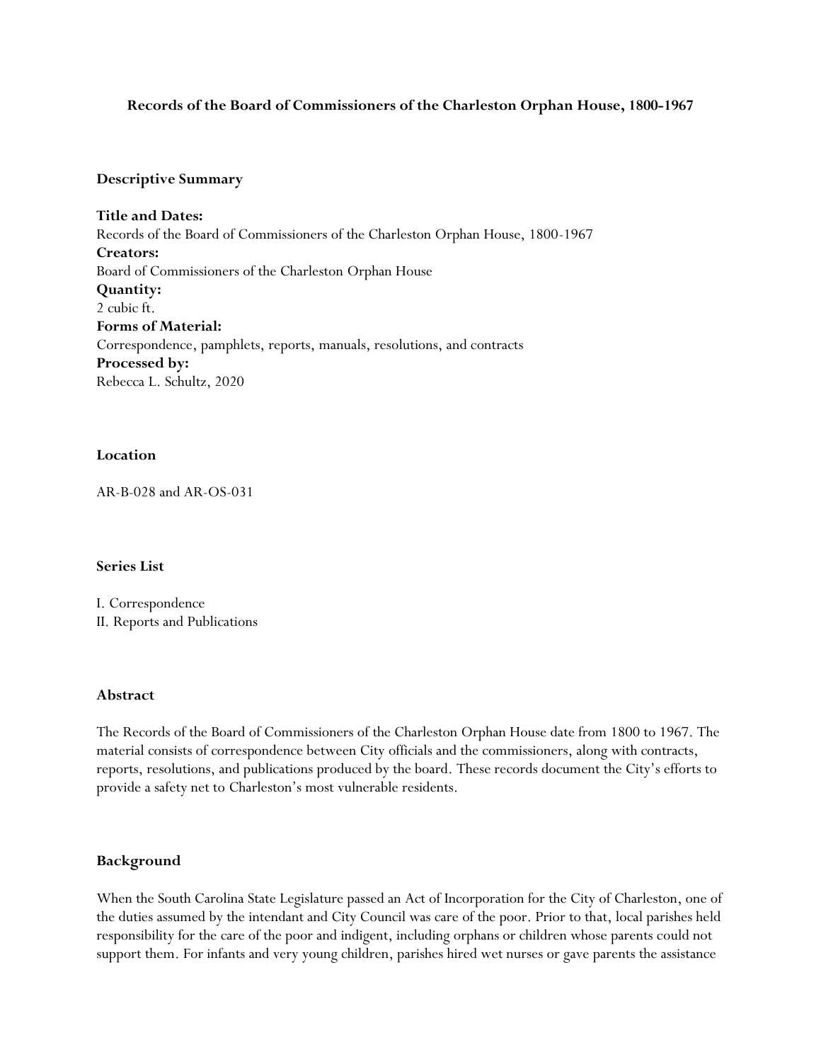# Records of the Board of Commissioners of the Charleston Orphan House, 1800-1967

## Descriptive Summary

**Title and Dates:**
Records of the Board of Commissioners of the Charleston Orphan House, 1800-1967

**Creators:**
Board of Commissioners of the Charleston Orphan House

**Quantity:**
2 cubic ft.

**Forms of Material:**
Correspondence, pamphlets, reports, manuals, resolutions, and contracts

**Processed by:**
Rebecca L. Schultz, 2020

## Location

AR-B-028 and AR-OS-031

## Series List

I. Correspondence
II. Reports and Publications

## Abstract

The Records of the Board of Commissioners of the Charleston Orphan House date from 1800 to 1967. The material consists of correspondence between City officials and the commissioners, along with contracts, reports, resolutions, and publications produced by the board. These records document the City's efforts to provide a safety net to Charleston's most vulnerable residents.

## Background

When the South Carolina State Legislature passed an Act of Incorporation for the City of Charleston, one of the duties assumed by the intendant and City Council was care of the poor. Prior to that, local parishes held responsibility for the care of the poor and indigent, including orphans or children whose parents could not support them. For infants and very young children, parishes hired wet nurses or gave parents the assistance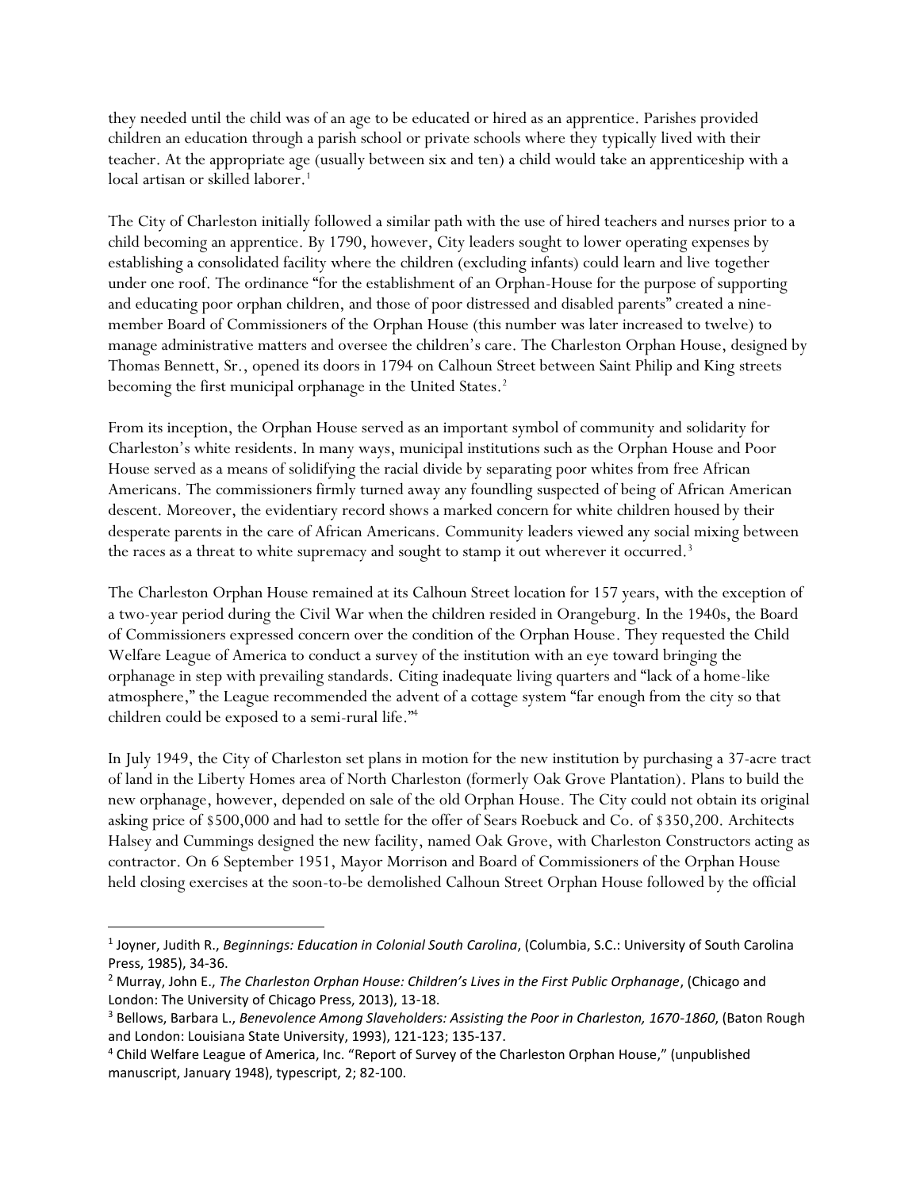they needed until the child was of an age to be educated or hired as an apprentice. Parishes provided children an education through a parish school or private schools where they typically lived with their teacher. At the appropriate age (usually between six and ten) a child would take an apprenticeship with a local artisan or skilled laborer.[1]

The City of Charleston initially followed a similar path with the use of hired teachers and nurses prior to a child becoming an apprentice. By 1790, however, City leaders sought to lower operating expenses by establishing a consolidated facility where the children (excluding infants) could learn and live together under one roof. The ordinance "for the establishment of an Orphan-House for the purpose of supporting and educating poor orphan children, and those of poor distressed and disabled parents" created a nine-member Board of Commissioners of the Orphan House (this number was later increased to twelve) to manage administrative matters and oversee the children's care. The Charleston Orphan House, designed by Thomas Bennett, Sr., opened its doors in 1794 on Calhoun Street between Saint Philip and King streets becoming the first municipal orphanage in the United States.[2]

From its inception, the Orphan House served as an important symbol of community and solidarity for Charleston's white residents. In many ways, municipal institutions such as the Orphan House and Poor House served as a means of solidifying the racial divide by separating poor whites from free African Americans. The commissioners firmly turned away any foundling suspected of being of African American descent. Moreover, the evidentiary record shows a marked concern for white children housed by their desperate parents in the care of African Americans. Community leaders viewed any social mixing between the races as a threat to white supremacy and sought to stamp it out wherever it occurred.[3]

The Charleston Orphan House remained at its Calhoun Street location for 157 years, with the exception of a two-year period during the Civil War when the children resided in Orangeburg. In the 1940s, the Board of Commissioners expressed concern over the condition of the Orphan House. They requested the Child Welfare League of America to conduct a survey of the institution with an eye toward bringing the orphanage in step with prevailing standards. Citing inadequate living quarters and "lack of a home-like atmosphere," the League recommended the advent of a cottage system "far enough from the city so that children could be exposed to a semi-rural life."[4]

In July 1949, the City of Charleston set plans in motion for the new institution by purchasing a 37-acre tract of land in the Liberty Homes area of North Charleston (formerly Oak Grove Plantation). Plans to build the new orphanage, however, depended on sale of the old Orphan House. The City could not obtain its original asking price of $500,000 and had to settle for the offer of Sears Roebuck and Co. of $350,200. Architects Halsey and Cummings designed the new facility, named Oak Grove, with Charleston Constructors acting as contractor. On 6 September 1951, Mayor Morrison and Board of Commissioners of the Orphan House held closing exercises at the soon-to-be demolished Calhoun Street Orphan House followed by the official

---

[1] Joyner, Judith R., *Beginnings: Education in Colonial South Carolina*, (Columbia, S.C.: University of South Carolina Press, 1985), 34-36.

[2] Murray, John E., *The Charleston Orphan House: Children's Lives in the First Public Orphanage*, (Chicago and London: The University of Chicago Press, 2013), 13-18.

[3] Bellows, Barbara L., *Benevolence Among Slaveholders: Assisting the Poor in Charleston, 1670-1860*, (Baton Rough and London: Louisiana State University, 1993), 121-123; 135-137.

[4] Child Welfare League of America, Inc. "Report of Survey of the Charleston Orphan House," (unpublished manuscript, January 1948), typescript, 2; 82-100.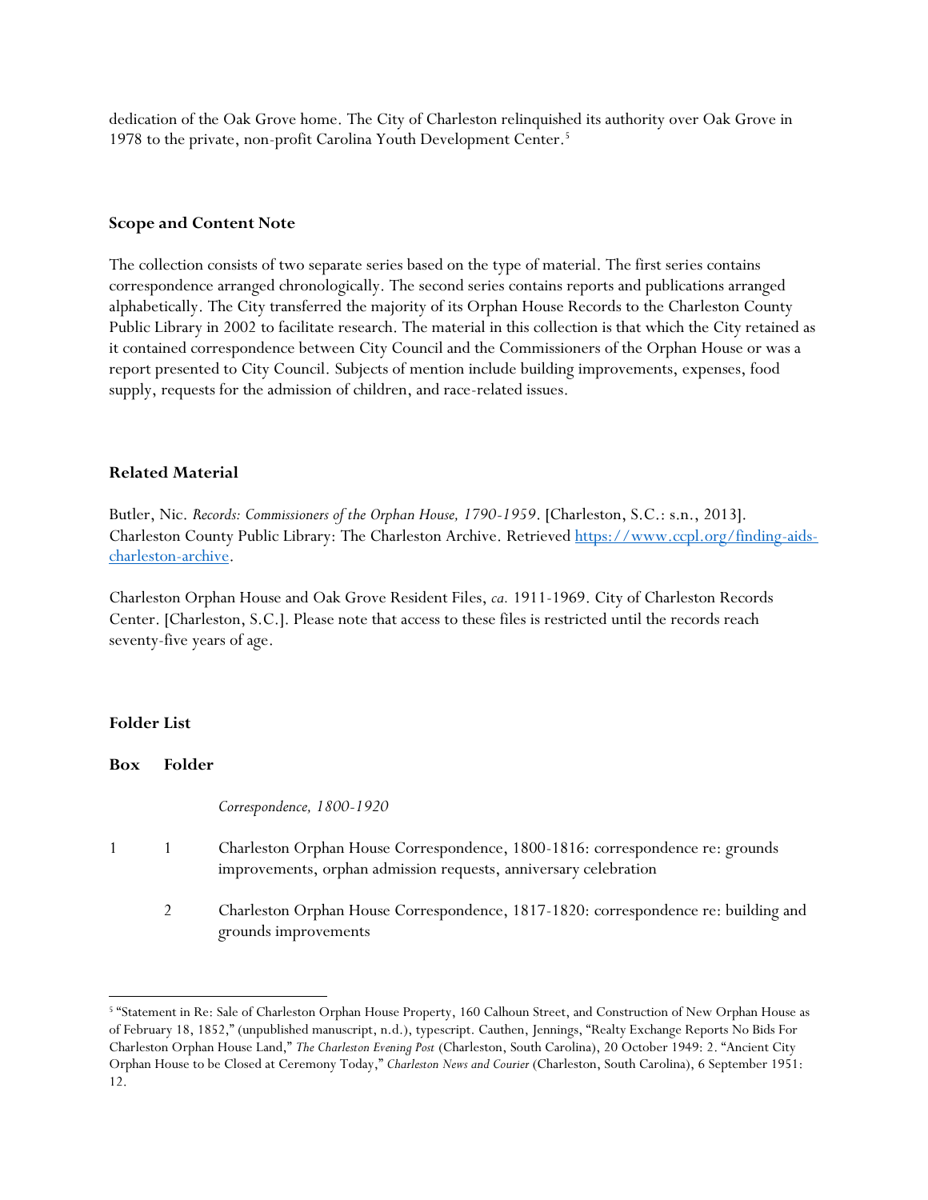dedication of the Oak Grove home. The City of Charleston relinquished its authority over Oak Grove in 1978 to the private, non-profit Carolina Youth Development Center.[5]

### Scope and Content Note

The collection consists of two separate series based on the type of material. The first series contains correspondence arranged chronologically. The second series contains reports and publications arranged alphabetically. The City transferred the majority of its Orphan House Records to the Charleston County Public Library in 2002 to facilitate research. The material in this collection is that which the City retained as it contained correspondence between City Council and the Commissioners of the Orphan House or was a report presented to City Council. Subjects of mention include building improvements, expenses, food supply, requests for the admission of children, and race-related issues.

### Related Material

Butler, Nic. *Records: Commissioners of the Orphan House, 1790-1959*. [Charleston, S.C.: s.n., 2013]. Charleston County Public Library: The Charleston Archive. Retrieved https://www.ccpl.org/finding-aids-charleston-archive.

Charleston Orphan House and Oak Grove Resident Files, *ca.* 1911-1969. City of Charleston Records Center. [Charleston, S.C.]. Please note that access to these files is restricted until the records reach seventy-five years of age.

### Folder List

| Box | Folder | |
|---|---|---|
| | | *Correspondence, 1800-1920* |
| 1 | 1 | Charleston Orphan House Correspondence, 1800-1816: correspondence re: grounds improvements, orphan admission requests, anniversary celebration |
| | 2 | Charleston Orphan House Correspondence, 1817-1820: correspondence re: building and grounds improvements |

---

[5] "Statement in Re: Sale of Charleston Orphan House Property, 160 Calhoun Street, and Construction of New Orphan House as of February 18, 1852," (unpublished manuscript, n.d.), typescript. Cauthen, Jennings, "Realty Exchange Reports No Bids For Charleston Orphan House Land," *The Charleston Evening Post* (Charleston, South Carolina), 20 October 1949: 2. "Ancient City Orphan House to be Closed at Ceremony Today," *Charleston News and Courier* (Charleston, South Carolina), 6 September 1951: 12.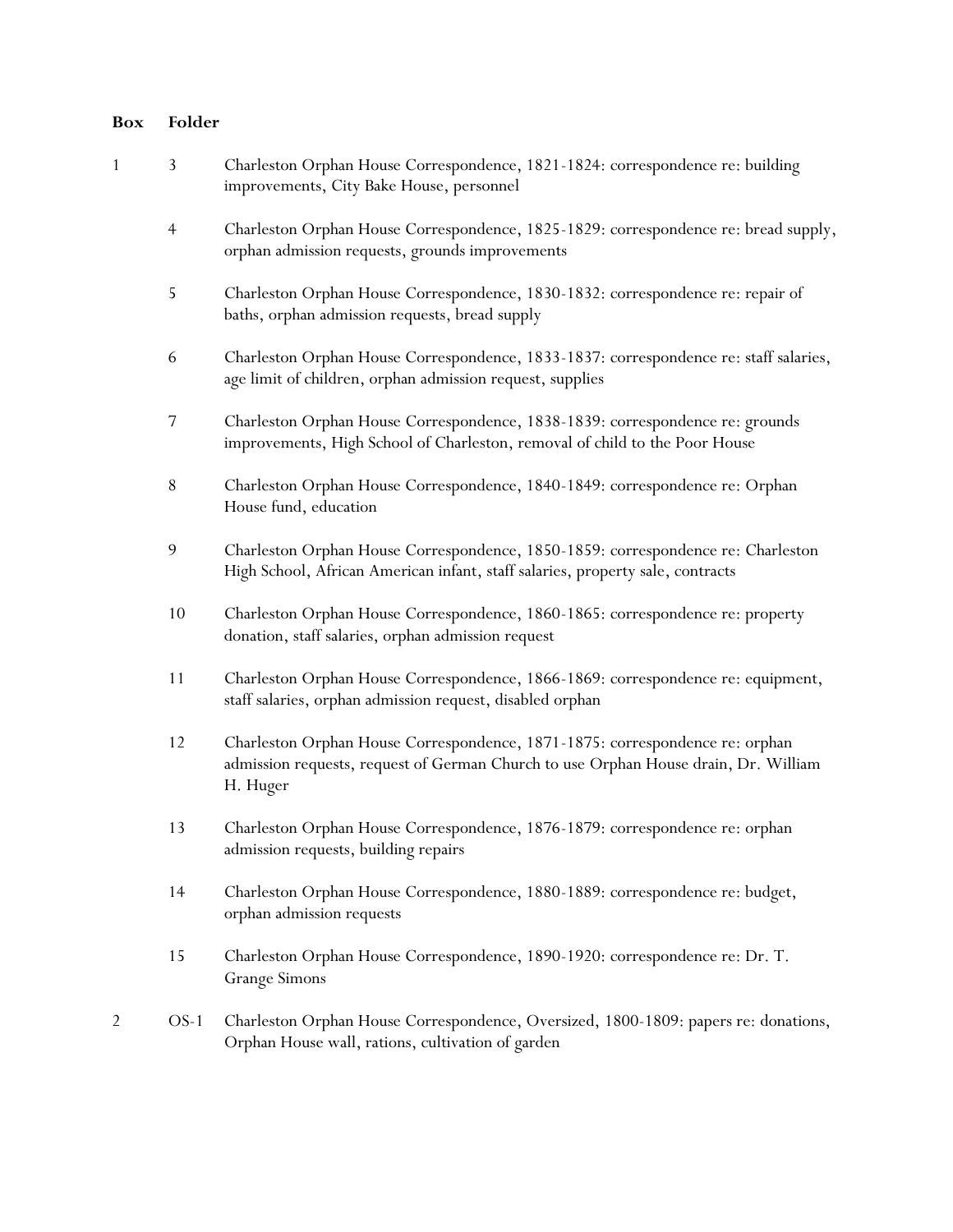| Box | Folder | |
|---|---|---|
| 1 | 3 | Charleston Orphan House Correspondence, 1821-1824: correspondence re: building improvements, City Bake House, personnel |
| | 4 | Charleston Orphan House Correspondence, 1825-1829: correspondence re: bread supply, orphan admission requests, grounds improvements |
| | 5 | Charleston Orphan House Correspondence, 1830-1832: correspondence re: repair of baths, orphan admission requests, bread supply |
| | 6 | Charleston Orphan House Correspondence, 1833-1837: correspondence re: staff salaries, age limit of children, orphan admission request, supplies |
| | 7 | Charleston Orphan House Correspondence, 1838-1839: correspondence re: grounds improvements, High School of Charleston, removal of child to the Poor House |
| | 8 | Charleston Orphan House Correspondence, 1840-1849: correspondence re: Orphan House fund, education |
| | 9 | Charleston Orphan House Correspondence, 1850-1859: correspondence re: Charleston High School, African American infant, staff salaries, property sale, contracts |
| | 10 | Charleston Orphan House Correspondence, 1860-1865: correspondence re: property donation, staff salaries, orphan admission request |
| | 11 | Charleston Orphan House Correspondence, 1866-1869: correspondence re: equipment, staff salaries, orphan admission request, disabled orphan |
| | 12 | Charleston Orphan House Correspondence, 1871-1875: correspondence re: orphan admission requests, request of German Church to use Orphan House drain, Dr. William H. Huger |
| | 13 | Charleston Orphan House Correspondence, 1876-1879: correspondence re: orphan admission requests, building repairs |
| | 14 | Charleston Orphan House Correspondence, 1880-1889: correspondence re: budget, orphan admission requests |
| | 15 | Charleston Orphan House Correspondence, 1890-1920: correspondence re: Dr. T. Grange Simons |
| 2 | OS-1 | Charleston Orphan House Correspondence, Oversized, 1800-1809: papers re: donations, Orphan House wall, rations, cultivation of garden |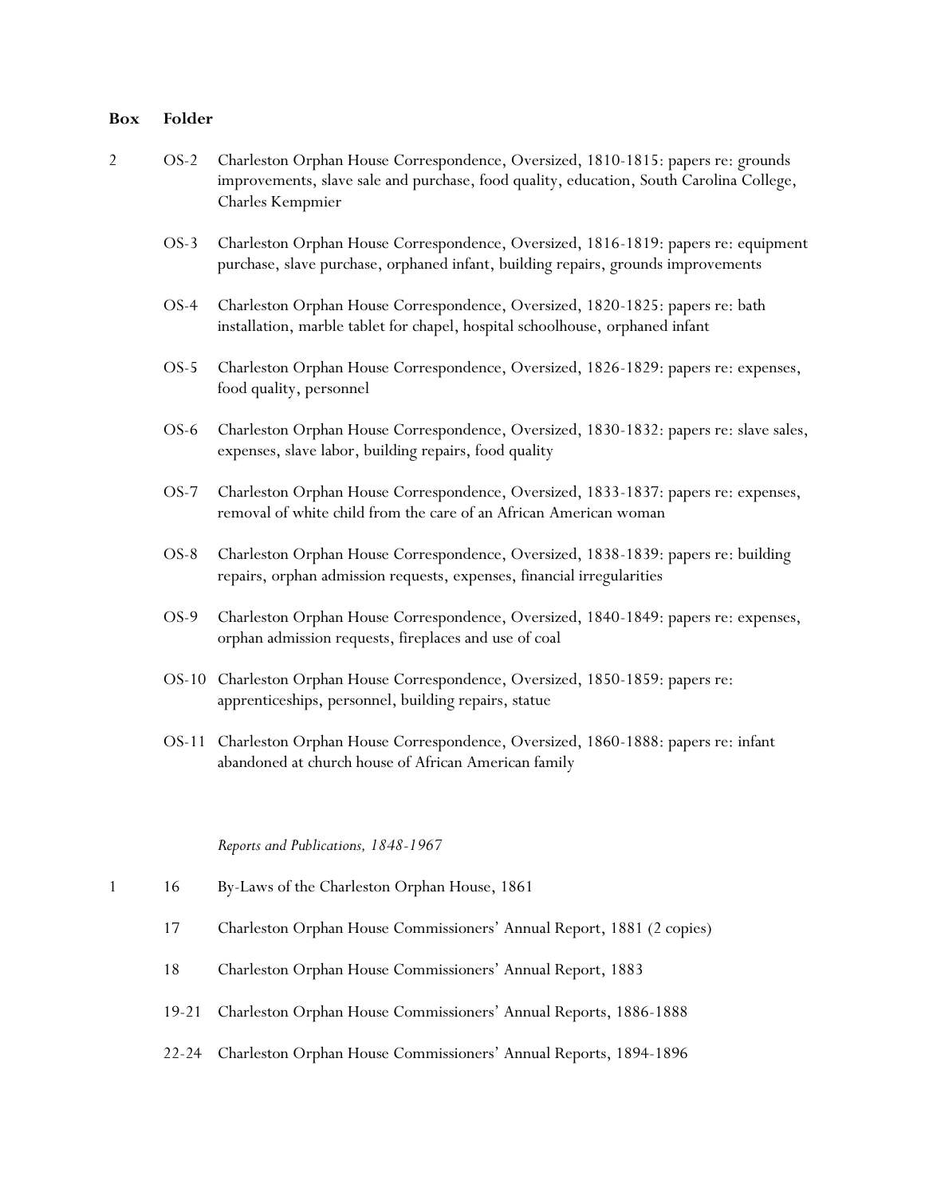| Box | Folder | |
| --- | --- | --- |
| 2 | OS-2 | Charleston Orphan House Correspondence, Oversized, 1810-1815: papers re: grounds improvements, slave sale and purchase, food quality, education, South Carolina College, Charles Kempmier |
| | OS-3 | Charleston Orphan House Correspondence, Oversized, 1816-1819: papers re: equipment purchase, slave purchase, orphaned infant, building repairs, grounds improvements |
| | OS-4 | Charleston Orphan House Correspondence, Oversized, 1820-1825: papers re: bath installation, marble tablet for chapel, hospital schoolhouse, orphaned infant |
| | OS-5 | Charleston Orphan House Correspondence, Oversized, 1826-1829: papers re: expenses, food quality, personnel |
| | OS-6 | Charleston Orphan House Correspondence, Oversized, 1830-1832: papers re: slave sales, expenses, slave labor, building repairs, food quality |
| | OS-7 | Charleston Orphan House Correspondence, Oversized, 1833-1837: papers re: expenses, removal of white child from the care of an African American woman |
| | OS-8 | Charleston Orphan House Correspondence, Oversized, 1838-1839: papers re: building repairs, orphan admission requests, expenses, financial irregularities |
| | OS-9 | Charleston Orphan House Correspondence, Oversized, 1840-1849: papers re: expenses, orphan admission requests, fireplaces and use of coal |
| | OS-10 | Charleston Orphan House Correspondence, Oversized, 1850-1859: papers re: apprenticeships, personnel, building repairs, statue |
| | OS-11 | Charleston Orphan House Correspondence, Oversized, 1860-1888: papers re: infant abandoned at church house of African American family |

*Reports and Publications, 1848-1967*

| Box | Folder | |
| --- | --- | --- |
| 1 | 16 | By-Laws of the Charleston Orphan House, 1861 |
| | 17 | Charleston Orphan House Commissioners' Annual Report, 1881 (2 copies) |
| | 18 | Charleston Orphan House Commissioners' Annual Report, 1883 |
| | 19-21 | Charleston Orphan House Commissioners' Annual Reports, 1886-1888 |
| | 22-24 | Charleston Orphan House Commissioners' Annual Reports, 1894-1896 |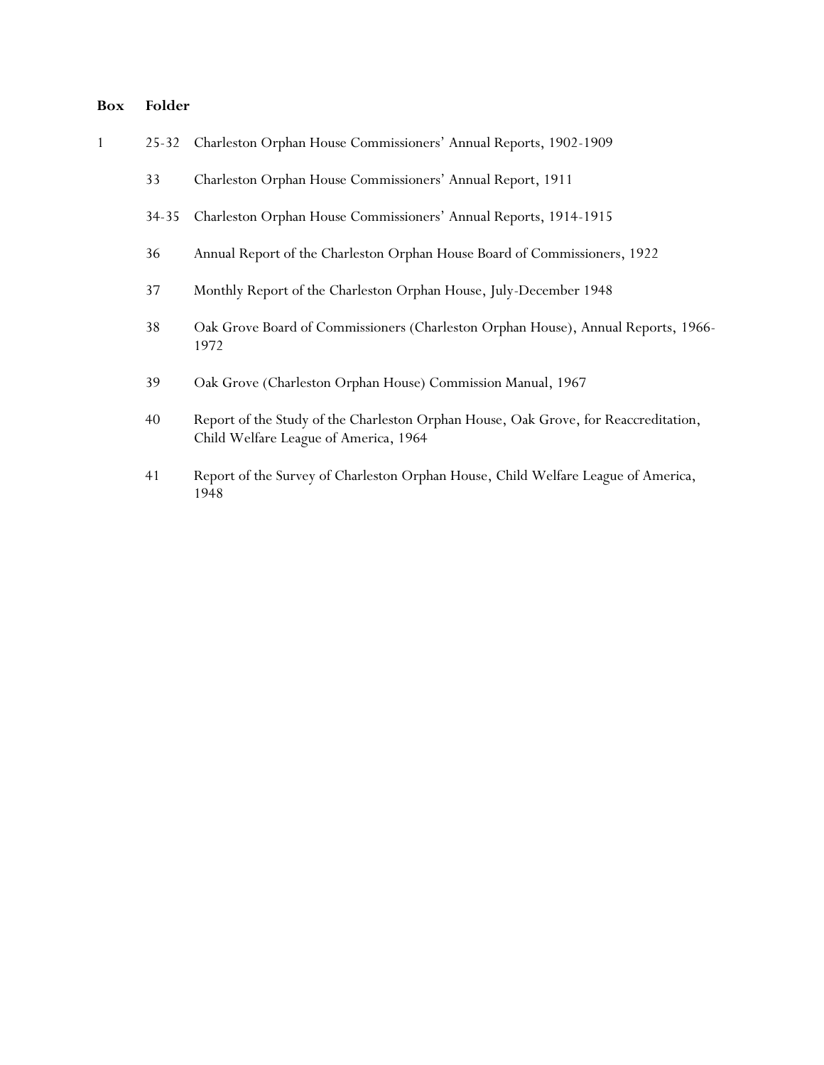| Box | Folder | |
|---|---|---|
| 1 | 25-32 | Charleston Orphan House Commissioners' Annual Reports, 1902-1909 |
| | 33 | Charleston Orphan House Commissioners' Annual Report, 1911 |
| | 34-35 | Charleston Orphan House Commissioners' Annual Reports, 1914-1915 |
| | 36 | Annual Report of the Charleston Orphan House Board of Commissioners, 1922 |
| | 37 | Monthly Report of the Charleston Orphan House, July-December 1948 |
| | 38 | Oak Grove Board of Commissioners (Charleston Orphan House), Annual Reports, 1966-1972 |
| | 39 | Oak Grove (Charleston Orphan House) Commission Manual, 1967 |
| | 40 | Report of the Study of the Charleston Orphan House, Oak Grove, for Reaccreditation, Child Welfare League of America, 1964 |
| | 41 | Report of the Survey of Charleston Orphan House, Child Welfare League of America, 1948 |